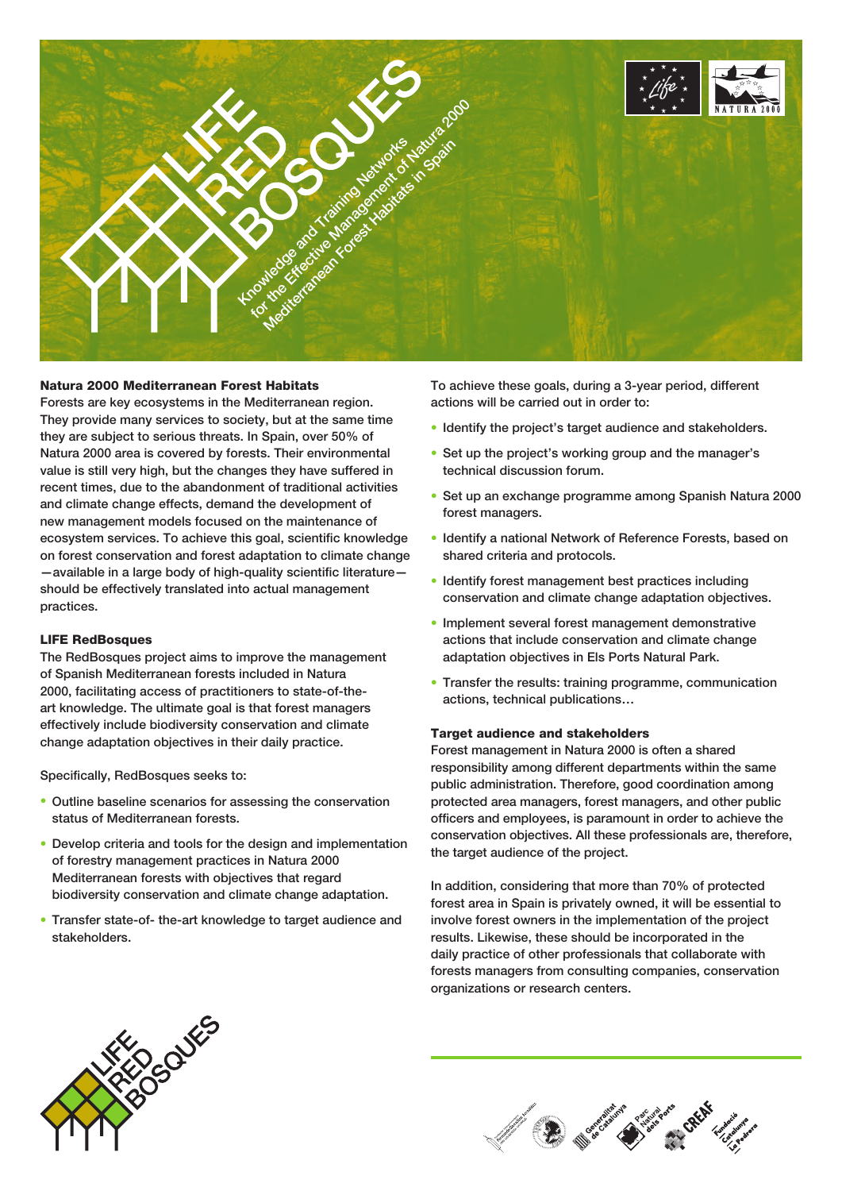# LIFE RED BOSQUES

Knowledge and Training Networks for the Effective Management of Natura 2000 Mediterranean Forest Habitats in Spain

### Natura 2000 Mediterranean Forest Habitats

Forests are key ecosystems in the Mediterranean region. They provide many services to society, but at the same time they are subject to serious threats. In Spain, over 50% of Natura 2000 area is covered by forests. Their environmental value is still very high, but the changes they have suffered in recent times, due to the abandonment of traditional activities and climate change effects, demand the development of new management models focused on the maintenance of ecosystem services. To achieve this goal, scientific knowledge on forest conservation and forest adaptation to climate change —available in a large body of high-quality scientific literature— should be effectively translated into actual management practices.

### LIFE RedBosques

The RedBosques project aims to improve the management of Spanish Mediterranean forests included in Natura 2000, facilitating access of practitioners to state-of-the-art knowledge. The ultimate goal is that forest managers effectively include biodiversity conservation and climate change adaptation objectives in their daily practice.

Specifically, RedBosques seeks to:

- Outline baseline scenarios for assessing the conservation status of Mediterranean forests.
- Develop criteria and tools for the design and implementation of forestry management practices in Natura 2000 Mediterranean forests with objectives that regard biodiversity conservation and climate change adaptation.
- Transfer state-of- the-art knowledge to target audience and stakeholders.

To achieve these goals, during a 3-year period, different actions will be carried out in order to:

- Identify the project's target audience and stakeholders.
- Set up the project's working group and the manager's technical discussion forum.
- Set up an exchange programme among Spanish Natura 2000 forest managers.
- Identify a national Network of Reference Forests, based on shared criteria and protocols.
- Identify forest management best practices including conservation and climate change adaptation objectives.
- Implement several forest management demonstrative actions that include conservation and climate change adaptation objectives in Els Ports Natural Park.
- Transfer the results: training programme, communication actions, technical publications…

### Target audience and stakeholders

Forest management in Natura 2000 is often a shared responsibility among different departments within the same public administration. Therefore, good coordination among protected area managers, forest managers, and other public officers and employees, is paramount in order to achieve the conservation objectives. All these professionals are, therefore, the target audience of the project.

In addition, considering that more than 70% of protected forest area in Spain is privately owned, it will be essential to involve forest owners in the implementation of the project results. Likewise, these should be incorporated in the daily practice of other professionals that collaborate with forests managers from consulting companies, conservation organizations or research centers.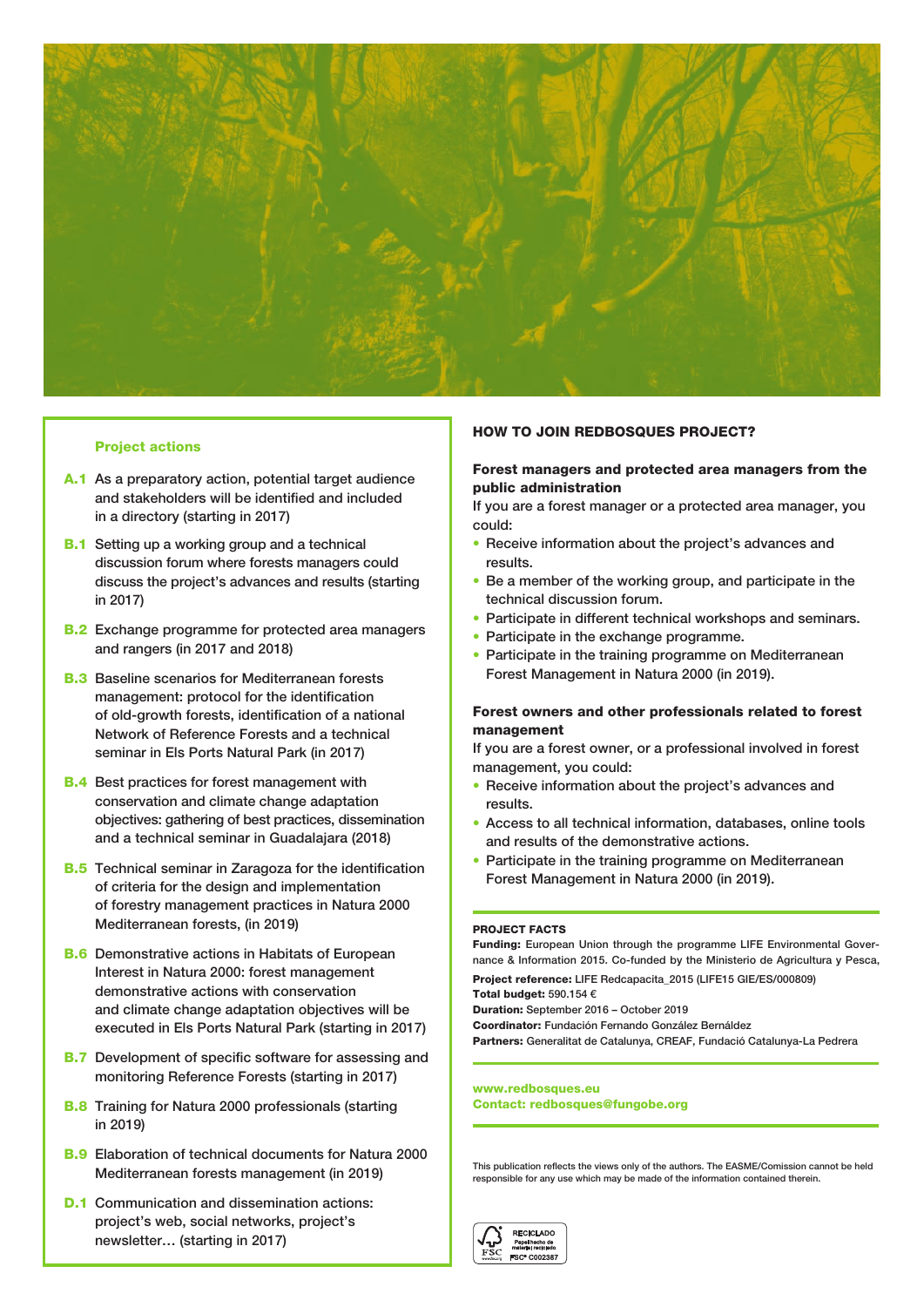### Project actions

- **A.1** As a preparatory action, potential target audience and stakeholders will be identified and included in a directory (starting in 2017)
- **B.1** Setting up a working group and a technical discussion forum where forests managers could discuss the project's advances and results (starting in 2017)
- **B.2** Exchange programme for protected area managers and rangers (in 2017 and 2018)
- **B.3** Baseline scenarios for Mediterranean forests management: protocol for the identification of old-growth forests, identification of a national Network of Reference Forests and a technical seminar in Els Ports Natural Park (in 2017)
- **B.4** Best practices for forest management with conservation and climate change adaptation objectives: gathering of best practices, dissemination and a technical seminar in Guadalajara (2018)
- **B.5** Technical seminar in Zaragoza for the identification of criteria for the design and implementation of forestry management practices in Natura 2000 Mediterranean forests, (in 2019)
- **B.6** Demonstrative actions in Habitats of European Interest in Natura 2000: forest management demonstrative actions with conservation and climate change adaptation objectives will be executed in Els Ports Natural Park (starting in 2017)
- **B.7** Development of specific software for assessing and monitoring Reference Forests (starting in 2017)
- **B.8** Training for Natura 2000 professionals (starting in 2019)
- **B.9** Elaboration of technical documents for Natura 2000 Mediterranean forests management (in 2019)
- **D.1** Communication and dissemination actions: project's web, social networks, project's newsletter… (starting in 2017)

## HOW TO JOIN REDBOSQUES PROJECT?

**Forest managers and protected area managers from the public administration**

If you are a forest manager or a protected area manager, you could:

- Receive information about the project's advances and results.
- Be a member of the working group, and participate in the technical discussion forum.
- Participate in different technical workshops and seminars.
- Participate in the exchange programme.
- Participate in the training programme on Mediterranean Forest Management in Natura 2000 (in 2019).

**Forest owners and other professionals related to forest management**

If you are a forest owner, or a professional involved in forest management, you could:

- Receive information about the project's advances and results.
- Access to all technical information, databases, online tools and results of the demonstrative actions.
- Participate in the training programme on Mediterranean Forest Management in Natura 2000 (in 2019).

**PROJECT FACTS**

**Funding:** European Union through the programme LIFE Environmental Governance & Information 2015. Co-funded by the Ministerio de Agricultura y Pesca,

**Project reference:** LIFE Redcapacita_2015 (LIFE15 GIE/ES/000809)

**Total budget:** 590.154 €

**Duration:** September 2016 – October 2019

**Coordinator:** Fundación Fernando González Bernáldez

**Partners:** Generalitat de Catalunya, CREAF, Fundació Catalunya-La Pedrera

**www.redbosques.eu**
**Contact: redbosques@fungobe.org**

This publication reflects the views only of the authors. The EASME/Comission cannot be held responsible for any use which may be made of the information contained therein.

RECICLADO
Papel hecho de material reciclado
FSC® C002387